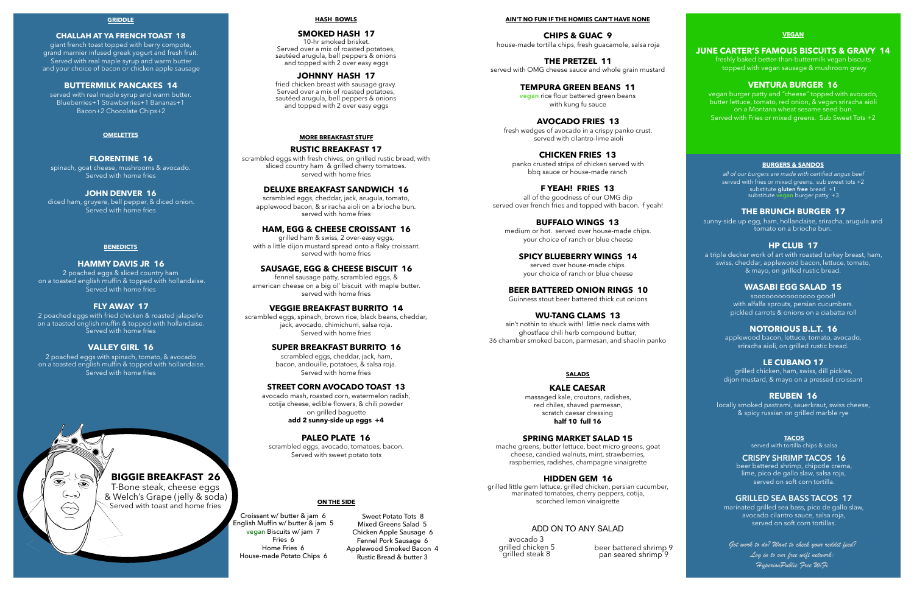## GRIDDLE

### CHALLAH AT YA FRENCH TOAST 18

giant french toast topped with berry compote, grand marnier infused greek yogurt and fresh fruit. Served with real maple syrup and warm butter and your choice of bacon or chicken apple sausage

### BUTTERMILK PANCAKES 14

served with real maple syrup and warm butter. Blueberries+1 Strawberries+1 Bananas+1 Bacon+2 Chocolate Chips+2

## OMELETTES

### FLORENTINE 16

spinach, goat cheese, mushrooms & avocado. Served with home fries

### JOHN DENVER 16

diced ham, gruyere, bell pepper, & diced onion. Served with home fries

## BENEDICTS

### HAMMY DAVIS JR 16

2 poached eggs & sliced country ham on a toasted english muffin & topped with hollandaise. Served with home fries

### FLY AWAY 17

2 poached eggs with fried chicken & roasted jalapeño on a toasted english muffin & topped with hollandaise. Served with home fries

### VALLEY GIRL 16

2 poached eggs with spinach, tomato, & avocado on a toasted english muffin & topped with hollandaise. Served with home fries

### BIGGIE BREAKFAST 26

T-Bone steak, cheese eggs & Welch's Grape (jelly & soda) Served with toast and home fries

## HASH BOWLS

### SMOKED HASH 17

10-hr smoked brisket. Served over a mix of roasted potatoes, sautéed arugula, bell peppers & onions and topped with 2 over easy eggs

### JOHNNY HASH 17

fried chicken breast with sausage gravy. Served over a mix of roasted potatoes, sautéed arugula, bell peppers & onions and topped with 2 over easy eggs

## MORE BREAKFAST STUFF

### RUSTIC BREAKFAST 17

scrambled eggs with fresh chives, on grilled rustic bread, with sliced country ham & grilled cherry tomatoes. served with home fries

### DELUXE BREAKFAST SANDWICH 16

scrambled eggs, cheddar, jack, arugula, tomato, applewood bacon, & sriracha aioli on a brioche bun. served with home fries

### HAM, EGG & CHEESE CROISSANT 16

grilled ham & swiss, 2 over-easy eggs, with a little dijon mustard spread onto a flaky croissant. served with home fries

### SAUSAGE, EGG & CHEESE BISCUIT 16

fennel sausage patty, scrambled eggs, & american cheese on a big ol' biscuit with maple butter. served with home fries

### VEGGIE BREAKFAST BURRITO 14

scrambled eggs, spinach, brown rice, black beans, cheddar, jack, avocado, chimichurri, salsa roja. Served with home fries

### SUPER BREAKFAST BURRITO 16

scrambled eggs, cheddar, jack, ham, bacon, andouille, potatoes, & salsa roja. Served with home fries

### STREET CORN AVOCADO TOAST 13

avocado mash, roasted corn, watermelon radish, cotija cheese, edible flowers, & chili powder on grilled baguette
**add 2 sunny-side up eggs +4**

### PALEO PLATE 16

scrambled eggs, avocado, tomatoes, bacon. Served with sweet potato tots

## ON THE SIDE

- Croissant w/ butter & jam 6
- English Muffin w/ butter & jam 5
- vegan Biscuits w/ jam 7
- Fries 6
- Home Fries 6
- House-made Potato Chips 6
- Sweet Potato Tots 8
- Mixed Greens Salad 5
- Chicken Apple Sausage 6
- Fennel Pork Sausage 6
- Applewood Smoked Bacon 4
- Rustic Bread & butter 3

## AIN'T NO FUN IF THE HOMIES CAN'T HAVE NONE

### CHIPS & GUAC 9

house-made tortilla chips, fresh guacamole, salsa roja

### THE PRETZEL 11

served with OMG cheese sauce and whole grain mustard

### TEMPURA GREEN BEANS 11

vegan rice flour battered green beans with kung fu sauce

### AVOCADO FRIES 13

fresh wedges of avocado in a crispy panko crust. served with cilantro-lime aioli

### CHICKEN FRIES 13

panko crusted strips of chicken served with bbq sauce or house-made ranch

### F YEAH! FRIES 13

all of the goodness of our OMG dip served over french fries and topped with bacon. f yeah!

### BUFFALO WINGS 13

medium or hot. served over house-made chips. your choice of ranch or blue cheese

### SPICY BLUEBERRY WINGS 14

served over house-made chips. your choice of ranch or blue cheese

### BEER BATTERED ONION RINGS 10

Guinness stout beer battered thick cut onions

### WU-TANG CLAMS 13

ain't nothin to shuck with! little neck clams with ghostface chili herb compound butter, 36 chamber smoked bacon, parmesan, and shaolin panko

## SALADS

### KALE CAESAR

massaged kale, croutons, radishes, red chiles, shaved parmesan, scratch caesar dressing
**half 10 full 16**

### SPRING MARKET SALAD 15

mache greens, butter lettuce, beet micro greens, goat cheese, candied walnuts, mint, strawberries, raspberries, radishes, champagne vinaigrette

### HIDDEN GEM 16

grilled little gem lettuce, grilled chicken, persian cucumber, marinated tomatoes, cherry peppers, cotija, scorched lemon vinaigrette

### ADD ON TO ANY SALAD

- avocado 3
- grilled chicken 5
- grilled steak 8
- beer battered shrimp 9
- pan seared shrimp 9

## VEGAN

### JUNE CARTER'S FAMOUS BISCUITS & GRAVY 14

freshly baked better-than-buttermilk vegan biscuits topped with vegan sausage & mushroom gravy

### VENTURA BURGER 16

vegan burger patty and "cheese" topped with avocado, butter lettuce, tomato, red onion, & vegan sriracha aioli on a Montana wheat sesame seed bun. Served with Fries or mixed greens. Sub Sweet Tots +2

## BURGERS & SANDOS

*all of our burgers are made with certified angus beef*
served with fries or mixed greens. sub sweet tots +2
substitute **gluten free** bread +1
substitute vegan burger patty +3

### THE BRUNCH BURGER 17

sunny-side up egg, ham, hollandaise, sriracha, arugula and tomato on a brioche bun.

### HP CLUB 17

a triple decker work of art with roasted turkey breast, ham, swiss, cheddar, applewood bacon, lettuce, tomato, & mayo, on grilled rustic bread.

### WASABI EGG SALAD 15

soooooooooooooo good! with alfalfa sprouts, persian cucumbers. pickled carrots & onions on a ciabatta roll

### NOTORIOUS B.L.T. 16

applewood bacon, lettuce, tomato, avocado, sriracha aioli, on grilled rustic bread.

### LE CUBANO 17

grilled chicken, ham, swiss, dill pickles, dijon mustard, & mayo on a pressed croissant

### REUBEN 16

locally smoked pastrami, sauerkraut, swiss cheese, & spicy russian on grilled marble rye

## TACOS

served with tortilla chips & salsa

### CRISPY SHRIMP TACOS 16

beer battered shrimp, chipotle crema, lime, pico de gallo slaw, salsa roja, served on soft corn tortilla.

### GRILLED SEA BASS TACOS 17

marinated grilled sea bass, pico de gallo slaw, avocado cilantro sauce, salsa roja, served on soft corn tortillas.

*Got work to do? Want to check your reddit feed? Log in to our free wifi network: HyperionPublic Free WiFi*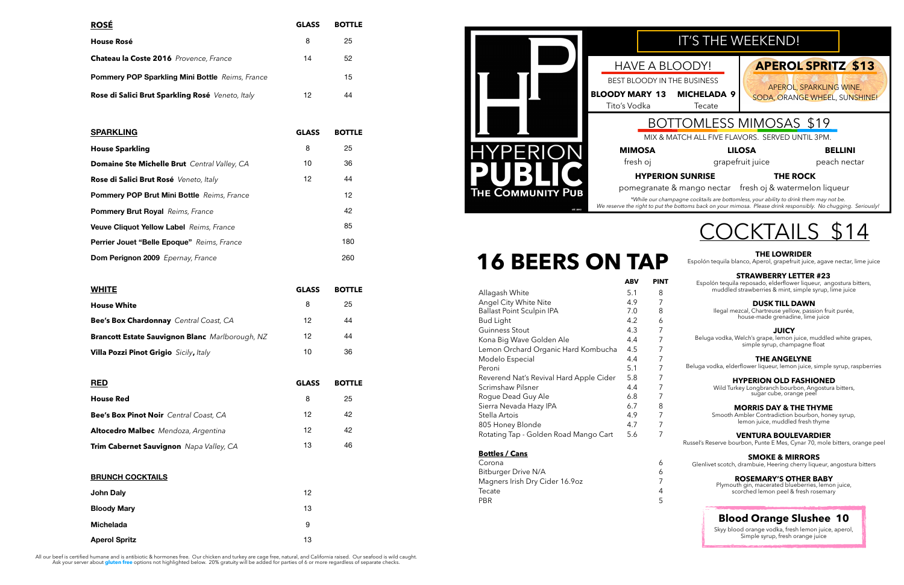## ROSÉ

| ROSÉ | GLASS | BOTTLE |
|---|---|---|
| **House Rosé** | 8 | 25 |
| **Chateau la Coste 2016** *Provence, France* | 14 | 52 |
| **Pommery POP Sparkling Mini Bottle** *Reims, France* | | 15 |
| **Rose di Salici Brut Sparkling Rosé** *Veneto, Italy* | 12 | 44 |

## SPARKLING

| SPARKLING | GLASS | BOTTLE |
|---|---|---|
| **House Sparkling** | 8 | 25 |
| **Domaine Ste Michelle Brut** *Central Valley, CA* | 10 | 36 |
| **Rose di Salici Brut Rosé** *Veneto, Italy* | 12 | 44 |
| **Pommery POP Brut Mini Bottle** *Reims, France* | | 12 |
| **Pommery Brut Royal** *Reims, France* | | 42 |
| **Veuve Cliquot Yellow Label** *Reims, France* | | 85 |
| **Perrier Jouet "Belle Epoque"** *Reims, France* | | 180 |
| **Dom Perignon 2009** *Epernay, France* | | 260 |

## WHITE

| WHITE | GLASS | BOTTLE |
|---|---|---|
| **House White** | 8 | 25 |
| **Bee's Box Chardonnay** *Central Coast, CA* | 12 | 44 |
| **Brancott Estate Sauvignon Blanc** *Marlborough, NZ* | 12 | 44 |
| **Villa Pozzi Pinot Grigio** *Sicily, Italy* | 10 | 36 |

## RED

| RED | GLASS | BOTTLE |
|---|---|---|
| **House Red** | 8 | 25 |
| **Bee's Box Pinot Noir** *Central Coast, CA* | 12 | 42 |
| **Altocedro Malbec** *Mendoza, Argentina* | 12 | 42 |
| **Trim Cabernet Sauvignon** *Napa Valley, CA* | 13 | 46 |

## BRUNCH COCKTAILS

| BRUNCH COCKTAILS | |
|---|---|
| **John Daly** | 12 |
| **Bloody Mary** | 13 |
| **Michelada** | 9 |
| **Aperol Spritz** | 13 |

All our beef is certified humane and is antibiotic & hormones free. Our chicken and turkey are cage free, natural, and California raised. Our seafood is wild caught. Ask your server about **gluten free** options not highlighted below. 20% gratuity will be added for parties of 6 or more regardless of separate checks.

# HYPERION PUBLIC
The Community Pub

## IT'S THE WEEKEND!

### HAVE A BLOODY!
BEST BLOODY IN THE BUSINESS

**BLOODY MARY 13** Tito's Vodka

**MICHELADA 9** Tecate

### APEROL SPRITZ $13
APEROL, SPARKLING WINE, SODA, ORANGE WHEEL, SUNSHINE!

### BOTTOMLESS MIMOSAS $19
MIX & MATCH ALL FIVE FLAVORS. SERVED UNTIL 3PM.

**MIMOSA** fresh oj

**LILOSA** grapefruit juice

**BELLINI** peach nectar

**HYPERION SUNRISE** pomegranate & mango nectar

**THE ROCK** fresh oj & watermelon liqueur

*\*While our champagne cocktails are bottomless, your ability to drink them may not be. We reserve the right to put the bottoms back on your mimosa. Please drink responsibly. No chugging. Seriously!*

# 16 BEERS ON TAP

| | ABV | PINT |
|---|---|---|
| Allagash White | 5.1 | 8 |
| Angel City White Nite | 4.9 | 7 |
| Ballast Point Sculpin IPA | 7.0 | 8 |
| Bud Light | 4.2 | 6 |
| Guinness Stout | 4.3 | 7 |
| Kona Big Wave Golden Ale | 4.4 | 7 |
| Lemon Orchard Organic Hard Kombucha | 4.5 | 7 |
| Modelo Especial | 4.4 | 7 |
| Peroni | 5.1 | 7 |
| Reverend Nat's Revival Hard Apple Cider | 5.8 | 7 |
| Scrimshaw Pilsner | 4.4 | 7 |
| Rogue Dead Guy Ale | 6.8 | 7 |
| Sierra Nevada Hazy IPA | 6.7 | 8 |
| Stella Artois | 4.9 | 7 |
| 805 Honey Blonde | 4.7 | 7 |
| Rotating Tap - Golden Road Mango Cart | 5.6 | 7 |

### Bottles / Cans

| | |
|---|---|
| Corona | 6 |
| Bitburger Drive N/A | 6 |
| Magners Irish Dry Cider 16.9oz | 7 |
| Tecate | 4 |
| PBR | 5 |

# COCKTAILS $14

**THE LOWRIDER**
Espolón tequila blanco, Aperol, grapefruit juice, agave nectar, lime juice

**STRAWBERRY LETTER #23**
Espolón tequila reposado, elderflower liqueur, angostura bitters, muddled strawberries & mint, simple syrup, lime juice

**DUSK TILL DAWN**
Ilegal mezcal, Chartreuse yellow, passion fruit purée, house-made grenadine, lime juice

**JUICY**
Beluga vodka, Welch's grape, lemon juice, muddled white grapes, simple syrup, champagne float

**THE ANGELYNE**
Beluga vodka, elderflower liqueur, lemon juice, simple syrup, raspberries

**HYPERION OLD FASHIONED**
Wild Turkey Longbranch bourbon, Angostura bitters, sugar cube, orange peel

**MORRIS DAY & THE THYME**
Smooth Ambler Contradiction bourbon, honey syrup, lemon juice, muddled fresh thyme

**VENTURA BOULEVARDIER**
Russel's Reserve bourbon, Punte E Mes, Cynar 70, mole bitters, orange peel

**SMOKE & MIRRORS**
Glenlivet scotch, drambuie, Heering cherry liqueur, angostura bitters

**ROSEMARY'S OTHER BABY**
Plymouth gin, macerated blueberries, lemon juice, scorched lemon peel & fresh rosemary

**Blood Orange Slushee 10**
Skyy blood orange vodka, fresh lemon juice, aperol, Simple syrup, fresh orange juice